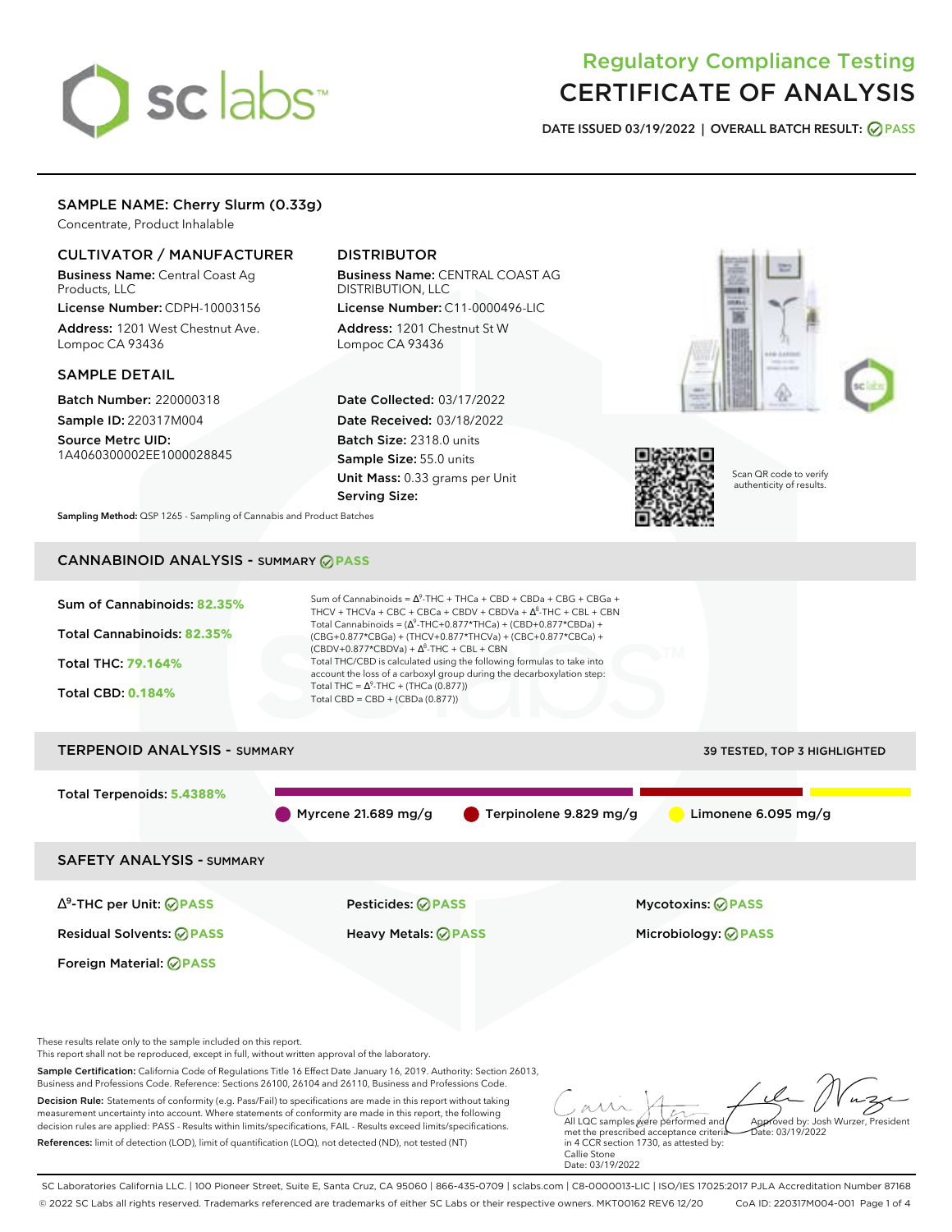# Regulatory Compliance Testing
# CERTIFICATE OF ANALYSIS

**DATE ISSUED 03/19/2022 | OVERALL BATCH RESULT: PASS**

## SAMPLE NAME: Cherry Slurm (0.33g)

Concentrate, Product Inhalable

### CULTIVATOR / MANUFACTURER

**Business Name:** Central Coast Ag Products, LLC

**License Number:** CDPH-10003156

**Address:** 1201 West Chestnut Ave. Lompoc CA 93436

### DISTRIBUTOR

**Business Name:** CENTRAL COAST AG DISTRIBUTION, LLC

**License Number:** C11-0000496-LIC

**Address:** 1201 Chestnut St W Lompoc CA 93436

### SAMPLE DETAIL

**Batch Number:** 220000318

**Sample ID:** 220317M004

**Source Metrc UID:** 1A4060300002EE1000028845

**Date Collected:** 03/17/2022

**Date Received:** 03/18/2022

**Batch Size:** 2318.0 units

**Sample Size:** 55.0 units

**Unit Mass:** 0.33 grams per Unit

**Serving Size:**

Scan QR code to verify authenticity of results.

**Sampling Method:** QSP 1265 - Sampling of Cannabis and Product Batches

## CANNABINOID ANALYSIS - SUMMARY PASS

**Sum of Cannabinoids:** 82.35%

**Total Cannabinoids:** 82.35%

**Total THC:** 79.164%

**Total CBD:** 0.184%

Sum of Cannabinoids = $\Delta^9$-THC + THCa + CBD + CBDa + CBG + CBGa + THCV + THCVa + CBC + CBCa + CBDV + CBDVa + $\Delta^8$-THC + CBL + CBN

Total Cannabinoids = ($\Delta^9$-THC+0.877*THCa) + (CBD+0.877*CBDa) + (CBG+0.877*CBGa) + (THCV+0.877*THCVa) + (CBC+0.877*CBCa) + (CBDV+0.877*CBDVa) + $\Delta^8$-THC + CBL + CBN

Total THC/CBD is calculated using the following formulas to take into account the loss of a carboxyl group during the decarboxylation step:

Total THC = $\Delta^9$-THC + (THCa (0.877))

Total CBD = CBD + (CBDa (0.877))

## TERPENOID ANALYSIS - SUMMARY

39 TESTED, TOP 3 HIGHLIGHTED

**Total Terpenoids:** 5.4388%

Myrcene 21.689 mg/g | Terpinolene 9.829 mg/g | Limonene 6.095 mg/g

## SAFETY ANALYSIS - SUMMARY

| | | |
|---|---|---|
| $\Delta^9$-THC per Unit: PASS | Pesticides: PASS | Mycotoxins: PASS |
| Residual Solvents: PASS | Heavy Metals: PASS | Microbiology: PASS |
| Foreign Material: PASS | | |

These results relate only to the sample included on this report.
This report shall not be reproduced, except in full, without written approval of the laboratory.

**Sample Certification:** California Code of Regulations Title 16 Effect Date January 16, 2019. Authority: Section 26013, Business and Professions Code. Reference: Sections 26100, 26104 and 26110, Business and Professions Code.

**Decision Rule:** Statements of conformity (e.g. Pass/Fail) to specifications are made in this report without taking measurement uncertainty into account. Where statements of conformity are made in this report, the following decision rules are applied: PASS - Results within limits/specifications, FAIL - Results exceed limits/specifications.

**References:** limit of detection (LOD), limit of quantification (LOQ), not detected (ND), not tested (NT)

All LQC samples were performed and met the prescribed acceptance criteria in 4 CCR section 1730, as attested by: Callie Stone Date: 03/19/2022

Approved by: Josh Wurzer, President Date: 03/19/2022

SC Laboratories California LLC. | 100 Pioneer Street, Suite E, Santa Cruz, CA 95060 | 866-435-0709 | sclabs.com | C8-0000013-LIC | ISO/IES 17025:2017 PJLA Accreditation Number 87168
© 2022 SC Labs all rights reserved. Trademarks referenced are trademarks of either SC Labs or their respective owners. MKT00162 REV6 12/20 CoA ID: 220317M004-001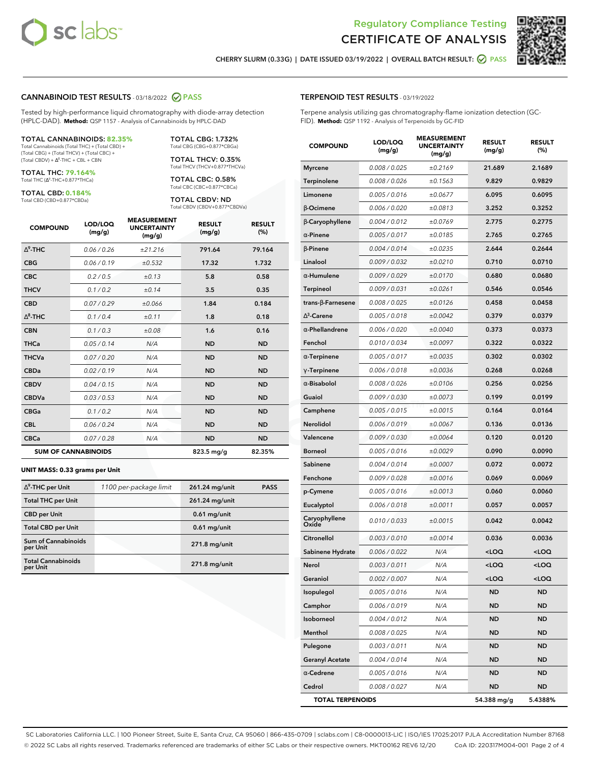Regulatory Compliance Testing

# CERTIFICATE OF ANALYSIS

CHERRY SLURM (0.33G) | DATE ISSUED 03/19/2022 | OVERALL BATCH RESULT: PASS

## CANNABINOID TEST RESULTS - 03/18/2022 PASS

Tested by high-performance liquid chromatography with diode-array detection (HPLC-DAD). **Method:** QSP 1157 - Analysis of Cannabinoids by HPLC-DAD

**TOTAL CANNABINOIDS: 82.35%**
Total Cannabinoids (Total THC) + (Total CBD) + (Total CBG) + (Total THCV) + (Total CBC) + (Total CBDV) + Δ8-THC + CBL + CBN

**TOTAL THC: 79.164%**
Total THC (Δ9-THC+0.877*THCa)

**TOTAL CBD: 0.184%**
Total CBD (CBD+0.877*CBDa)

**TOTAL CBG: 1.732%**
Total CBG (CBG+0.877*CBGa)

**TOTAL THCV: 0.35%**
Total THCV (THCV+0.877*THCVa)

**TOTAL CBC: 0.58%**
Total CBC (CBC+0.877*CBCa)

**TOTAL CBDV: ND**
Total CBDV (CBDV+0.877*CBDVa)

| COMPOUND | LOD/LOQ (mg/g) | MEASUREMENT UNCERTAINTY (mg/g) | RESULT (mg/g) | RESULT (%) |
|---|---|---|---|---|
| Δ9-THC | 0.06 / 0.26 | ±21.216 | 791.64 | 79.164 |
| CBG | 0.06 / 0.19 | ±0.532 | 17.32 | 1.732 |
| CBC | 0.2 / 0.5 | ±0.13 | 5.8 | 0.58 |
| THCV | 0.1 / 0.2 | ±0.14 | 3.5 | 0.35 |
| CBD | 0.07 / 0.29 | ±0.066 | 1.84 | 0.184 |
| Δ8-THC | 0.1 / 0.4 | ±0.11 | 1.8 | 0.18 |
| CBN | 0.1 / 0.3 | ±0.08 | 1.6 | 0.16 |
| THCa | 0.05 / 0.14 | N/A | ND | ND |
| THCVa | 0.07 / 0.20 | N/A | ND | ND |
| CBDa | 0.02 / 0.19 | N/A | ND | ND |
| CBDV | 0.04 / 0.15 | N/A | ND | ND |
| CBDVa | 0.03 / 0.53 | N/A | ND | ND |
| CBGa | 0.1 / 0.2 | N/A | ND | ND |
| CBL | 0.06 / 0.24 | N/A | ND | ND |
| CBCa | 0.07 / 0.28 | N/A | ND | ND |
| **SUM OF CANNABINOIDS** | | | 823.5 mg/g | 82.35% |

**UNIT MASS: 0.33 grams per Unit**

| | | | |
|---|---|---|---|
| Δ9-THC per Unit | 1100 per-package limit | 261.24 mg/unit | PASS |
| Total THC per Unit | | 261.24 mg/unit | |
| CBD per Unit | | 0.61 mg/unit | |
| Total CBD per Unit | | 0.61 mg/unit | |
| Sum of Cannabinoids per Unit | | 271.8 mg/unit | |
| Total Cannabinoids per Unit | | 271.8 mg/unit | |

## TERPENOID TEST RESULTS - 03/19/2022

Terpene analysis utilizing gas chromatography-flame ionization detection (GC-FID). **Method:** QSP 1192 - Analysis of Terpenoids by GC-FID

| COMPOUND | LOD/LOQ (mg/g) | MEASUREMENT UNCERTAINTY (mg/g) | RESULT (mg/g) | RESULT (%) |
|---|---|---|---|---|
| Myrcene | 0.008 / 0.025 | ±0.2169 | 21.689 | 2.1689 |
| Terpinolene | 0.008 / 0.026 | ±0.1563 | 9.829 | 0.9829 |
| Limonene | 0.005 / 0.016 | ±0.0677 | 6.095 | 0.6095 |
| β-Ocimene | 0.006 / 0.020 | ±0.0813 | 3.252 | 0.3252 |
| β-Caryophyllene | 0.004 / 0.012 | ±0.0769 | 2.775 | 0.2775 |
| α-Pinene | 0.005 / 0.017 | ±0.0185 | 2.765 | 0.2765 |
| β-Pinene | 0.004 / 0.014 | ±0.0235 | 2.644 | 0.2644 |
| Linalool | 0.009 / 0.032 | ±0.0210 | 0.710 | 0.0710 |
| α-Humulene | 0.009 / 0.029 | ±0.0170 | 0.680 | 0.0680 |
| Terpineol | 0.009 / 0.031 | ±0.0261 | 0.546 | 0.0546 |
| trans-β-Farnesene | 0.008 / 0.025 | ±0.0126 | 0.458 | 0.0458 |
| Δ3-Carene | 0.005 / 0.018 | ±0.0042 | 0.379 | 0.0379 |
| α-Phellandrene | 0.006 / 0.020 | ±0.0040 | 0.373 | 0.0373 |
| Fenchol | 0.010 / 0.034 | ±0.0097 | 0.322 | 0.0322 |
| α-Terpinene | 0.005 / 0.017 | ±0.0035 | 0.302 | 0.0302 |
| γ-Terpinene | 0.006 / 0.018 | ±0.0036 | 0.268 | 0.0268 |
| α-Bisabolol | 0.008 / 0.026 | ±0.0106 | 0.256 | 0.0256 |
| Guaiol | 0.009 / 0.030 | ±0.0073 | 0.199 | 0.0199 |
| Camphene | 0.005 / 0.015 | ±0.0015 | 0.164 | 0.0164 |
| Nerolidol | 0.006 / 0.019 | ±0.0067 | 0.136 | 0.0136 |
| Valencene | 0.009 / 0.030 | ±0.0064 | 0.120 | 0.0120 |
| Borneol | 0.005 / 0.016 | ±0.0029 | 0.090 | 0.0090 |
| Sabinene | 0.004 / 0.014 | ±0.0007 | 0.072 | 0.0072 |
| Fenchone | 0.009 / 0.028 | ±0.0016 | 0.069 | 0.0069 |
| p-Cymene | 0.005 / 0.016 | ±0.0013 | 0.060 | 0.0060 |
| Eucalyptol | 0.006 / 0.018 | ±0.0011 | 0.057 | 0.0057 |
| Caryophyllene Oxide | 0.010 / 0.033 | ±0.0015 | 0.042 | 0.0042 |
| Citronellol | 0.003 / 0.010 | ±0.0014 | 0.036 | 0.0036 |
| Sabinene Hydrate | 0.006 / 0.022 | N/A | <LOQ | <LOQ |
| Nerol | 0.003 / 0.011 | N/A | <LOQ | <LOQ |
| Geraniol | 0.002 / 0.007 | N/A | <LOQ | <LOQ |
| Isopulegol | 0.005 / 0.016 | N/A | ND | ND |
| Camphor | 0.006 / 0.019 | N/A | ND | ND |
| Isoborneol | 0.004 / 0.012 | N/A | ND | ND |
| Menthol | 0.008 / 0.025 | N/A | ND | ND |
| Pulegone | 0.003 / 0.011 | N/A | ND | ND |
| Geranyl Acetate | 0.004 / 0.014 | N/A | ND | ND |
| α-Cedrene | 0.005 / 0.016 | N/A | ND | ND |
| Cedrol | 0.008 / 0.027 | N/A | ND | ND |
| **TOTAL TERPENOIDS** | | | 54.388 mg/g | 5.4388% |

SC Laboratories California LLC. | 100 Pioneer Street, Suite E, Santa Cruz, CA 95060 | 866-435-0709 | sclabs.com | C8-0000013-LIC | ISO/IES 17025:2017 PJLA Accreditation Number 87168
© 2022 SC Labs all rights reserved. Trademarks referenced are trademarks of either SC Labs or their respective owners. MKT00162 REV6 12/20 CoA ID: 220317M004-001